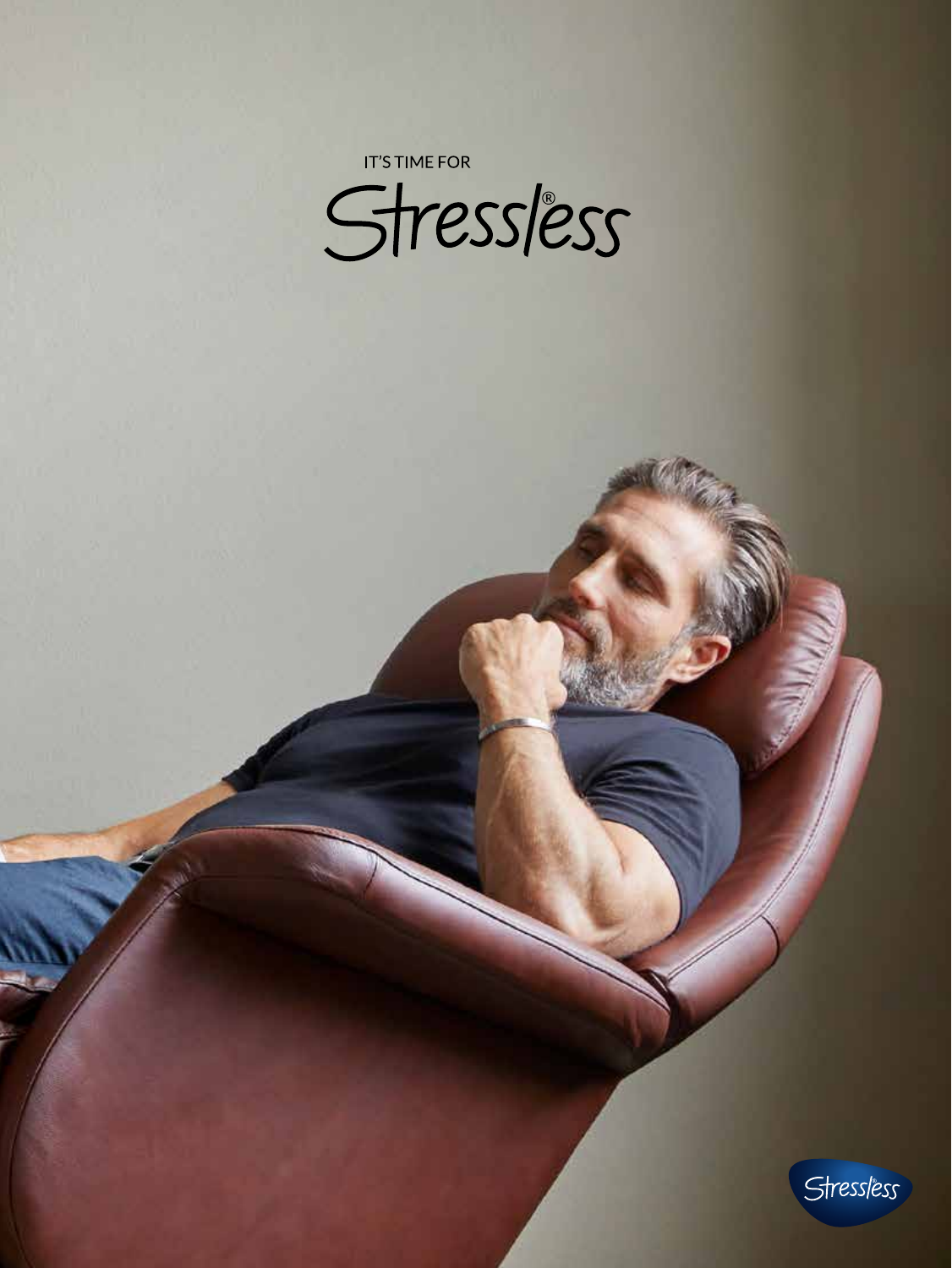IT'S TIME FOR

# Stressless®

Stressless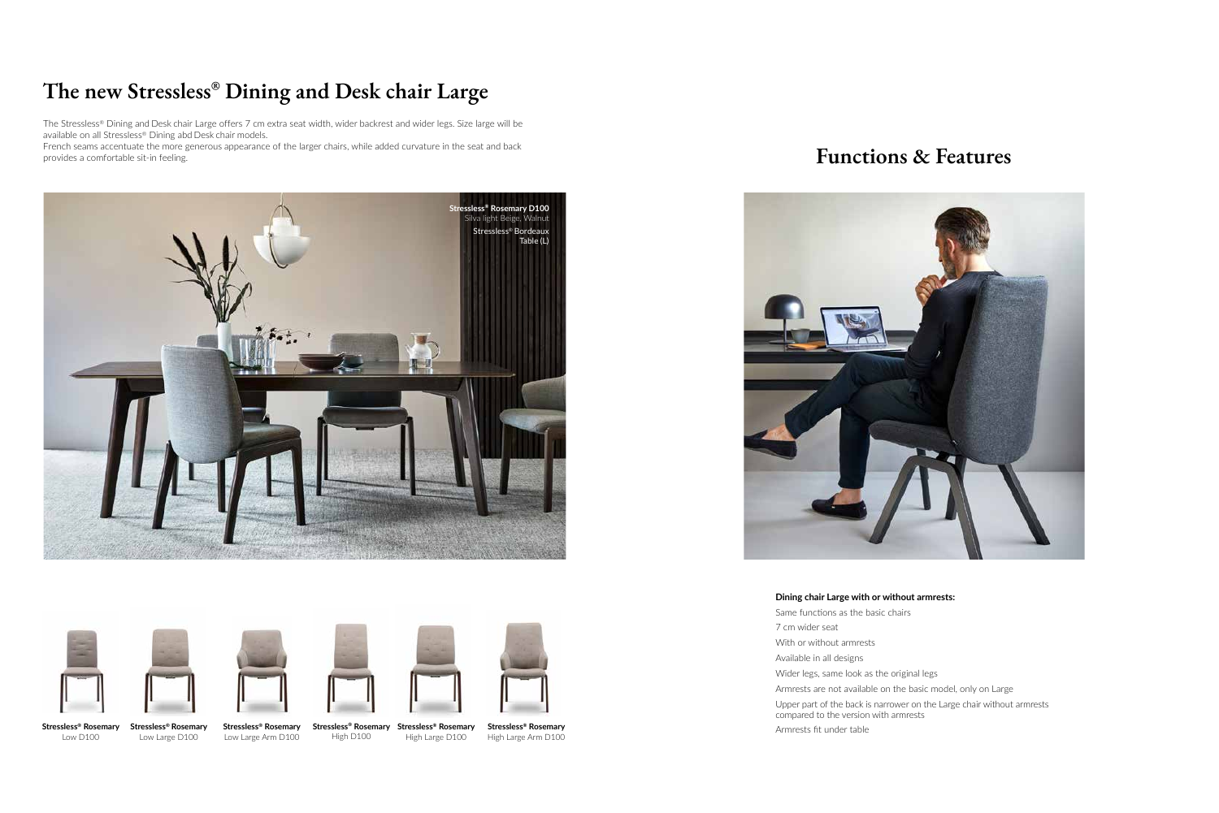# The new Stressless® Dining and Desk chair Large

The Stressless® Dining and Desk chair Large offers 7 cm extra seat width, wider backrest and wider legs. Size large will be available on all Stressless® Dining abd Desk chair models.
French seams accentuate the more generous appearance of the larger chairs, while added curvature in the seat and back provides a comfortable sit-in feeling.

**Stressless® Rosemary D100**
Silva light Beige, Walnut
Stressless® Bordeaux Table (L)

**Stressless® Rosemary** Low D100

**Stressless® Rosemary** Low Large D100

**Stressless® Rosemary** Low Large Arm D100

**Stressless® Rosemary** High D100

**Stressless® Rosemary** High Large D100

**Stressless® Rosemary** High Large Arm D100

# Functions & Features

**Dining chair Large with or without armrests:**

Same functions as the basic chairs

7 cm wider seat

With or without armrests

Available in all designs

Wider legs, same look as the original legs

Armrests are not available on the basic model, only on Large

Upper part of the back is narrower on the Large chair without armrests compared to the version with armrests

Armrests fit under table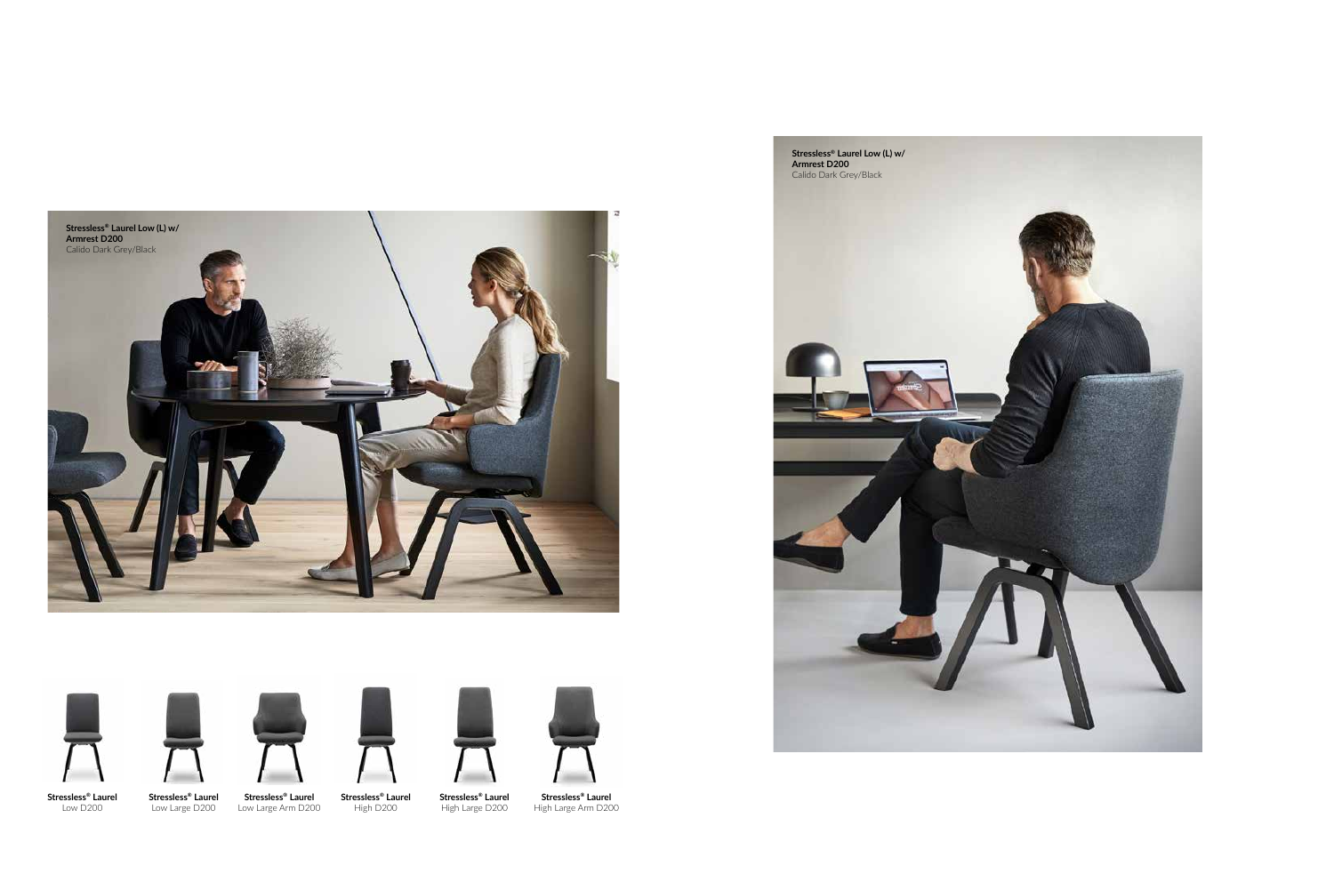**Stressless® Laurel Low (L) w/ Armrest D200**
Calido Dark Grey/Black

**Stressless® Laurel**
Low D200

**Stressless® Laurel**
Low Large D200

**Stressless® Laurel**
Low Large Arm D200

**Stressless® Laurel**
High D200

**Stressless® Laurel**
High Large D200

**Stressless® Laurel**
High Large Arm D200

**Stressless® Laurel Low (L) w/ Armrest D200**
Calido Dark Grey/Black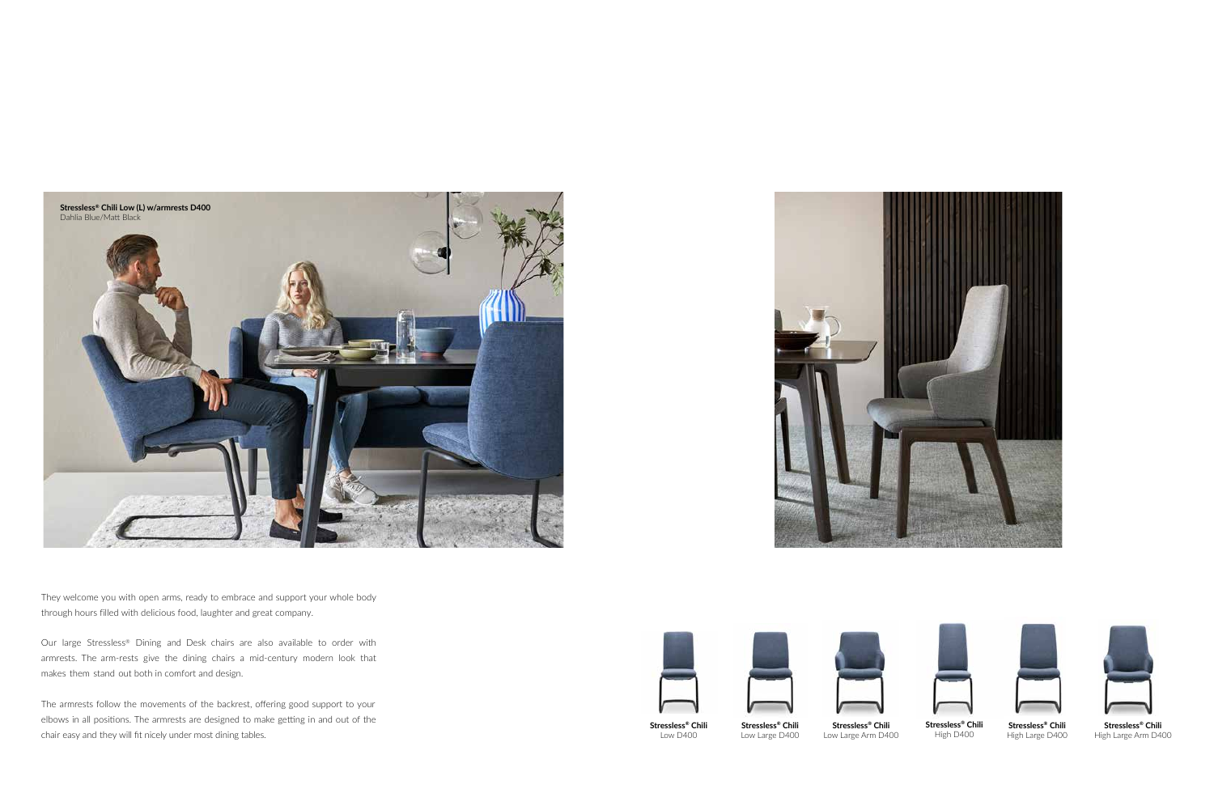**Stressless® Chili Low (L) w/armrests D400**
Dahlia Blue/Matt Black

They welcome you with open arms, ready to embrace and support your whole body through hours filled with delicious food, laughter and great company.

Our large Stressless® Dining and Desk chairs are also available to order with armrests. The arm-rests give the dining chairs a mid-century modern look that makes them stand out both in comfort and design.

The armrests follow the movements of the backrest, offering good support to your elbows in all positions. The armrests are designed to make getting in and out of the chair easy and they will fit nicely under most dining tables.

**Stressless® Chili**
Low D400

**Stressless® Chili**
Low Large D400

**Stressless® Chili**
Low Large Arm D400

**Stressless® Chili**
High D400

**Stressless® Chili**
High Large D400

**Stressless® Chili**
High Large Arm D400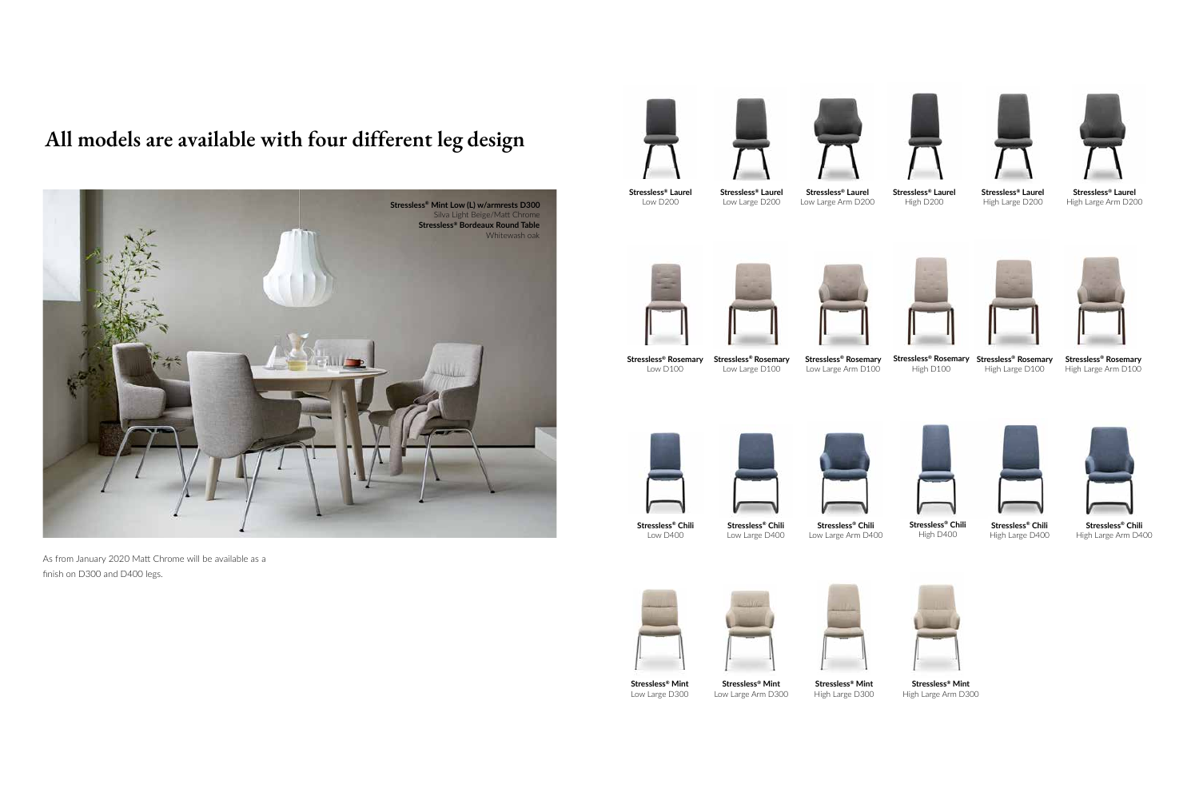# All models are available with four different leg design

**Stressless® Mint Low (L) w/armrests D300**
Silva Light Beige/Matt Chrome
**Stressless® Bordeaux Round Table**
Whitewash oak

As from January 2020 Matt Chrome will be available as a finish on D300 and D400 legs.

**Stressless® Laurel**
Low D200

**Stressless® Laurel**
Low Large D200

**Stressless® Laurel**
Low Large Arm D200

**Stressless® Laurel**
High D200

**Stressless® Laurel**
High Large D200

**Stressless® Laurel**
High Large Arm D200

**Stressless® Rosemary**
Low D100

**Stressless® Rosemary**
Low Large D100

**Stressless® Rosemary**
Low Large Arm D100

**Stressless® Rosemary**
High D100

**Stressless® Rosemary**
High Large D100

**Stressless® Rosemary**
High Large Arm D100

**Stressless® Chili**
Low D400

**Stressless® Chili**
Low Large D400

**Stressless® Chili**
Low Large Arm D400

**Stressless® Chili**
High D400

**Stressless® Chili**
High Large D400

**Stressless® Chili**
High Large Arm D400

**Stressless® Mint**
Low Large D300

**Stressless® Mint**
Low Large Arm D300

**Stressless® Mint**
High Large D300

**Stressless® Mint**
High Large Arm D300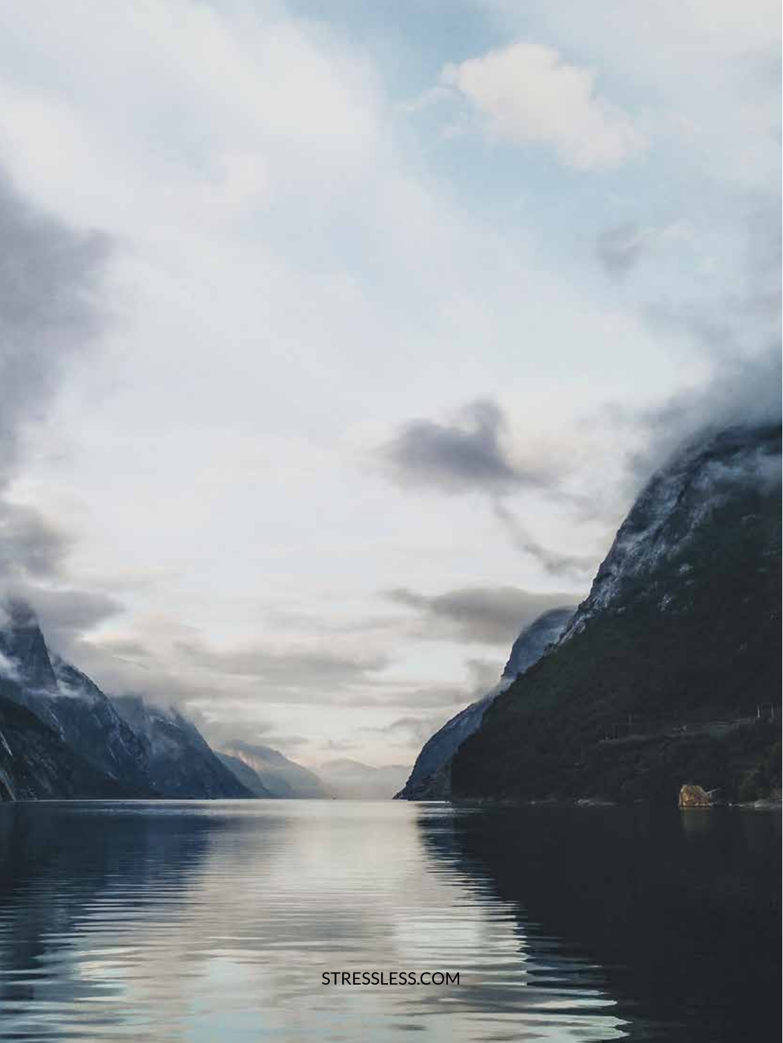STRESSLESS.COM